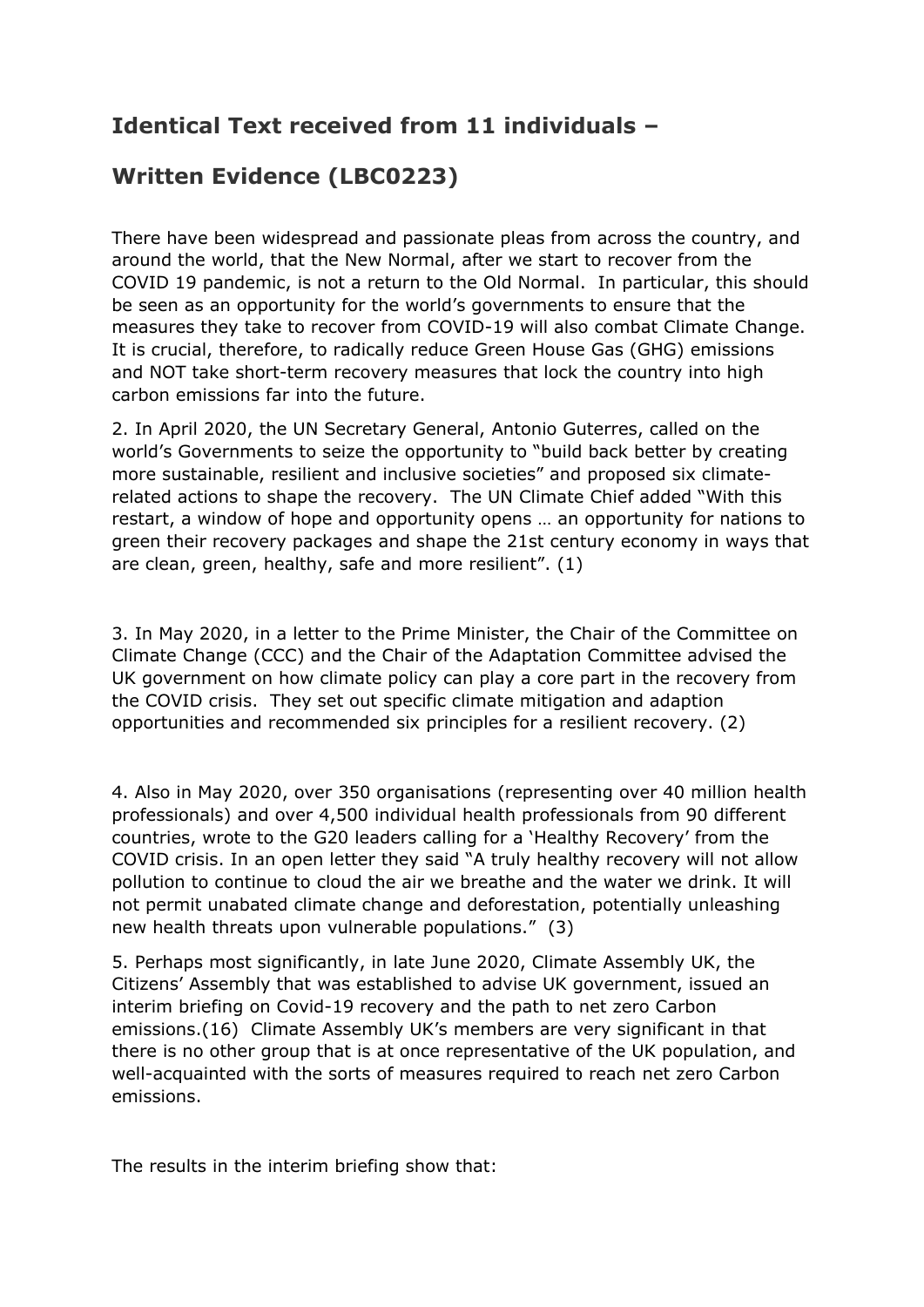## Identical Text received from 11 individuals –

## Written Evidence (LBC0223)

There have been widespread and passionate pleas from across the country, and around the world, that the New Normal, after we start to recover from the COVID 19 pandemic, is not a return to the Old Normal. In particular, this should be seen as an opportunity for the world's governments to ensure that the measures they take to recover from COVID-19 will also combat Climate Change. It is crucial, therefore, to radically reduce Green House Gas (GHG) emissions and NOT take short-term recovery measures that lock the country into high carbon emissions far into the future.

2. In April 2020, the UN Secretary General, Antonio Guterres, called on the world's Governments to seize the opportunity to "build back better by creating more sustainable, resilient and inclusive societies" and proposed six climate-related actions to shape the recovery. The UN Climate Chief added "With this restart, a window of hope and opportunity opens … an opportunity for nations to green their recovery packages and shape the 21st century economy in ways that are clean, green, healthy, safe and more resilient". (1)

3. In May 2020, in a letter to the Prime Minister, the Chair of the Committee on Climate Change (CCC) and the Chair of the Adaptation Committee advised the UK government on how climate policy can play a core part in the recovery from the COVID crisis. They set out specific climate mitigation and adaption opportunities and recommended six principles for a resilient recovery. (2)

4. Also in May 2020, over 350 organisations (representing over 40 million health professionals) and over 4,500 individual health professionals from 90 different countries, wrote to the G20 leaders calling for a 'Healthy Recovery' from the COVID crisis. In an open letter they said "A truly healthy recovery will not allow pollution to continue to cloud the air we breathe and the water we drink. It will not permit unabated climate change and deforestation, potentially unleashing new health threats upon vulnerable populations." (3)

5. Perhaps most significantly, in late June 2020, Climate Assembly UK, the Citizens' Assembly that was established to advise UK government, issued an interim briefing on Covid-19 recovery and the path to net zero Carbon emissions.(16) Climate Assembly UK's members are very significant in that there is no other group that is at once representative of the UK population, and well-acquainted with the sorts of measures required to reach net zero Carbon emissions.

The results in the interim briefing show that: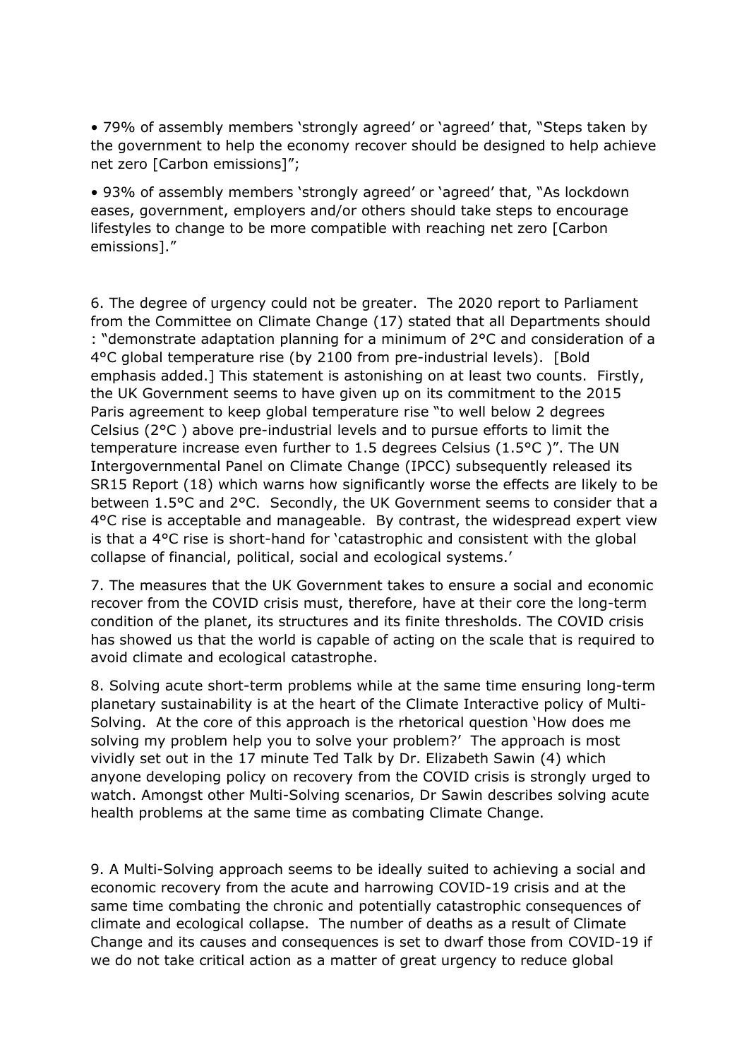• 79% of assembly members 'strongly agreed' or 'agreed' that, "Steps taken by the government to help the economy recover should be designed to help achieve net zero [Carbon emissions]";

• 93% of assembly members 'strongly agreed' or 'agreed' that, "As lockdown eases, government, employers and/or others should take steps to encourage lifestyles to change to be more compatible with reaching net zero [Carbon emissions]."

6. The degree of urgency could not be greater. The 2020 report to Parliament from the Committee on Climate Change (17) stated that all Departments should : "demonstrate adaptation planning for a minimum of 2°C and consideration of a 4°C global temperature rise (by 2100 from pre-industrial levels). [Bold emphasis added.] This statement is astonishing on at least two counts. Firstly, the UK Government seems to have given up on its commitment to the 2015 Paris agreement to keep global temperature rise "to well below 2 degrees Celsius (2°C ) above pre-industrial levels and to pursue efforts to limit the temperature increase even further to 1.5 degrees Celsius (1.5°C )". The UN Intergovernmental Panel on Climate Change (IPCC) subsequently released its SR15 Report (18) which warns how significantly worse the effects are likely to be between 1.5°C and 2°C. Secondly, the UK Government seems to consider that a 4°C rise is acceptable and manageable. By contrast, the widespread expert view is that a 4°C rise is short-hand for 'catastrophic and consistent with the global collapse of financial, political, social and ecological systems.'

7. The measures that the UK Government takes to ensure a social and economic recover from the COVID crisis must, therefore, have at their core the long-term condition of the planet, its structures and its finite thresholds. The COVID crisis has showed us that the world is capable of acting on the scale that is required to avoid climate and ecological catastrophe.

8. Solving acute short-term problems while at the same time ensuring long-term planetary sustainability is at the heart of the Climate Interactive policy of Multi-Solving. At the core of this approach is the rhetorical question 'How does me solving my problem help you to solve your problem?' The approach is most vividly set out in the 17 minute Ted Talk by Dr. Elizabeth Sawin (4) which anyone developing policy on recovery from the COVID crisis is strongly urged to watch. Amongst other Multi-Solving scenarios, Dr Sawin describes solving acute health problems at the same time as combating Climate Change.

9. A Multi-Solving approach seems to be ideally suited to achieving a social and economic recovery from the acute and harrowing COVID-19 crisis and at the same time combating the chronic and potentially catastrophic consequences of climate and ecological collapse. The number of deaths as a result of Climate Change and its causes and consequences is set to dwarf those from COVID-19 if we do not take critical action as a matter of great urgency to reduce global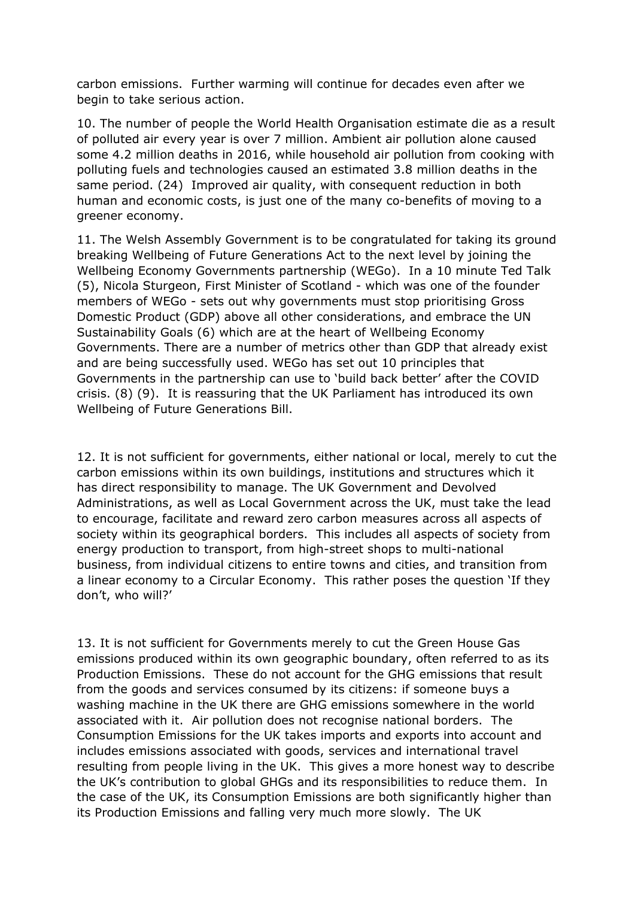carbon emissions. Further warming will continue for decades even after we begin to take serious action.

10. The number of people the World Health Organisation estimate die as a result of polluted air every year is over 7 million. Ambient air pollution alone caused some 4.2 million deaths in 2016, while household air pollution from cooking with polluting fuels and technologies caused an estimated 3.8 million deaths in the same period. (24) Improved air quality, with consequent reduction in both human and economic costs, is just one of the many co-benefits of moving to a greener economy.

11. The Welsh Assembly Government is to be congratulated for taking its ground breaking Wellbeing of Future Generations Act to the next level by joining the Wellbeing Economy Governments partnership (WEGo). In a 10 minute Ted Talk (5), Nicola Sturgeon, First Minister of Scotland - which was one of the founder members of WEGo - sets out why governments must stop prioritising Gross Domestic Product (GDP) above all other considerations, and embrace the UN Sustainability Goals (6) which are at the heart of Wellbeing Economy Governments. There are a number of metrics other than GDP that already exist and are being successfully used. WEGo has set out 10 principles that Governments in the partnership can use to 'build back better' after the COVID crisis. (8) (9). It is reassuring that the UK Parliament has introduced its own Wellbeing of Future Generations Bill.

12. It is not sufficient for governments, either national or local, merely to cut the carbon emissions within its own buildings, institutions and structures which it has direct responsibility to manage. The UK Government and Devolved Administrations, as well as Local Government across the UK, must take the lead to encourage, facilitate and reward zero carbon measures across all aspects of society within its geographical borders. This includes all aspects of society from energy production to transport, from high-street shops to multi-national business, from individual citizens to entire towns and cities, and transition from a linear economy to a Circular Economy. This rather poses the question 'If they don't, who will?'

13. It is not sufficient for Governments merely to cut the Green House Gas emissions produced within its own geographic boundary, often referred to as its Production Emissions. These do not account for the GHG emissions that result from the goods and services consumed by its citizens: if someone buys a washing machine in the UK there are GHG emissions somewhere in the world associated with it. Air pollution does not recognise national borders. The Consumption Emissions for the UK takes imports and exports into account and includes emissions associated with goods, services and international travel resulting from people living in the UK. This gives a more honest way to describe the UK's contribution to global GHGs and its responsibilities to reduce them. In the case of the UK, its Consumption Emissions are both significantly higher than its Production Emissions and falling very much more slowly. The UK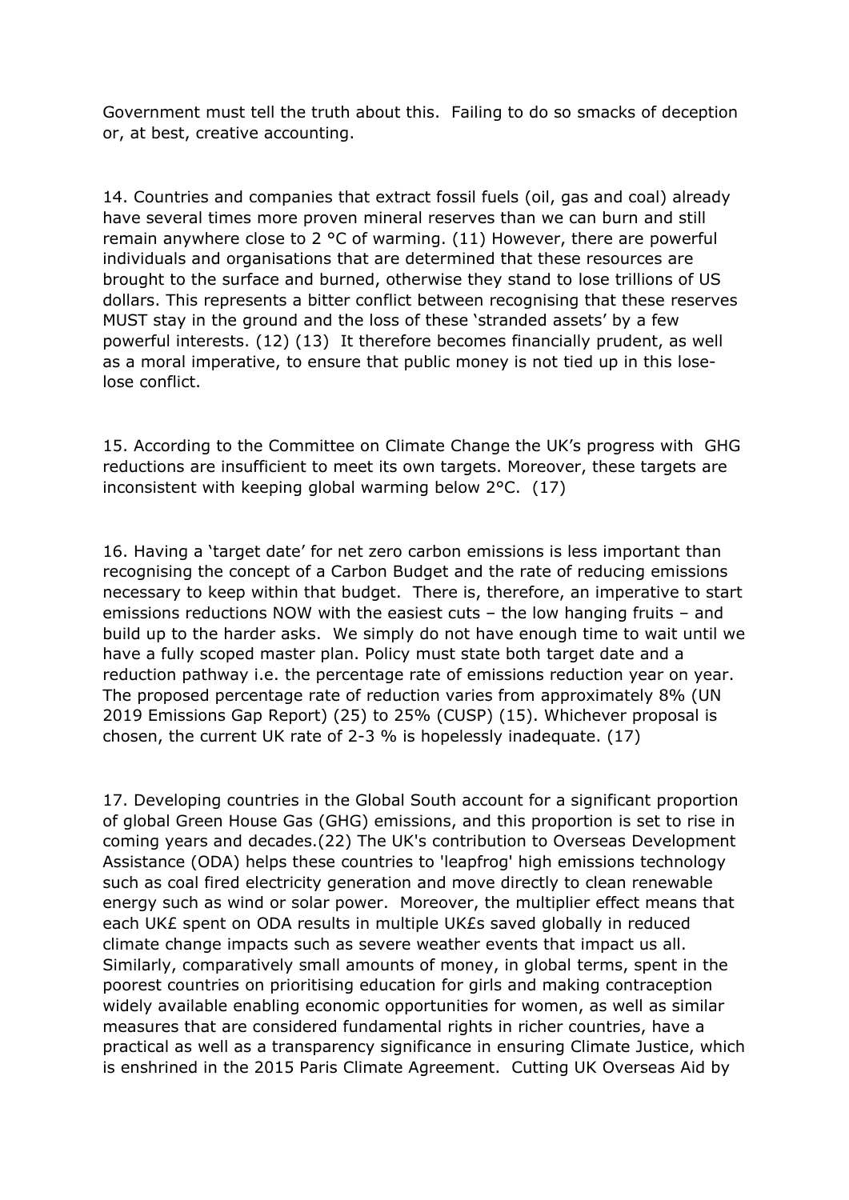Government must tell the truth about this. Failing to do so smacks of deception or, at best, creative accounting.

14. Countries and companies that extract fossil fuels (oil, gas and coal) already have several times more proven mineral reserves than we can burn and still remain anywhere close to 2 °C of warming. (11) However, there are powerful individuals and organisations that are determined that these resources are brought to the surface and burned, otherwise they stand to lose trillions of US dollars. This represents a bitter conflict between recognising that these reserves MUST stay in the ground and the loss of these 'stranded assets' by a few powerful interests. (12) (13) It therefore becomes financially prudent, as well as a moral imperative, to ensure that public money is not tied up in this lose-lose conflict.

15. According to the Committee on Climate Change the UK's progress with GHG reductions are insufficient to meet its own targets. Moreover, these targets are inconsistent with keeping global warming below 2°C. (17)

16. Having a 'target date' for net zero carbon emissions is less important than recognising the concept of a Carbon Budget and the rate of reducing emissions necessary to keep within that budget. There is, therefore, an imperative to start emissions reductions NOW with the easiest cuts – the low hanging fruits – and build up to the harder asks. We simply do not have enough time to wait until we have a fully scoped master plan. Policy must state both target date and a reduction pathway i.e. the percentage rate of emissions reduction year on year. The proposed percentage rate of reduction varies from approximately 8% (UN 2019 Emissions Gap Report) (25) to 25% (CUSP) (15). Whichever proposal is chosen, the current UK rate of 2-3 % is hopelessly inadequate. (17)

17. Developing countries in the Global South account for a significant proportion of global Green House Gas (GHG) emissions, and this proportion is set to rise in coming years and decades.(22) The UK's contribution to Overseas Development Assistance (ODA) helps these countries to 'leapfrog' high emissions technology such as coal fired electricity generation and move directly to clean renewable energy such as wind or solar power. Moreover, the multiplier effect means that each UK£ spent on ODA results in multiple UK£s saved globally in reduced climate change impacts such as severe weather events that impact us all. Similarly, comparatively small amounts of money, in global terms, spent in the poorest countries on prioritising education for girls and making contraception widely available enabling economic opportunities for women, as well as similar measures that are considered fundamental rights in richer countries, have a practical as well as a transparency significance in ensuring Climate Justice, which is enshrined in the 2015 Paris Climate Agreement. Cutting UK Overseas Aid by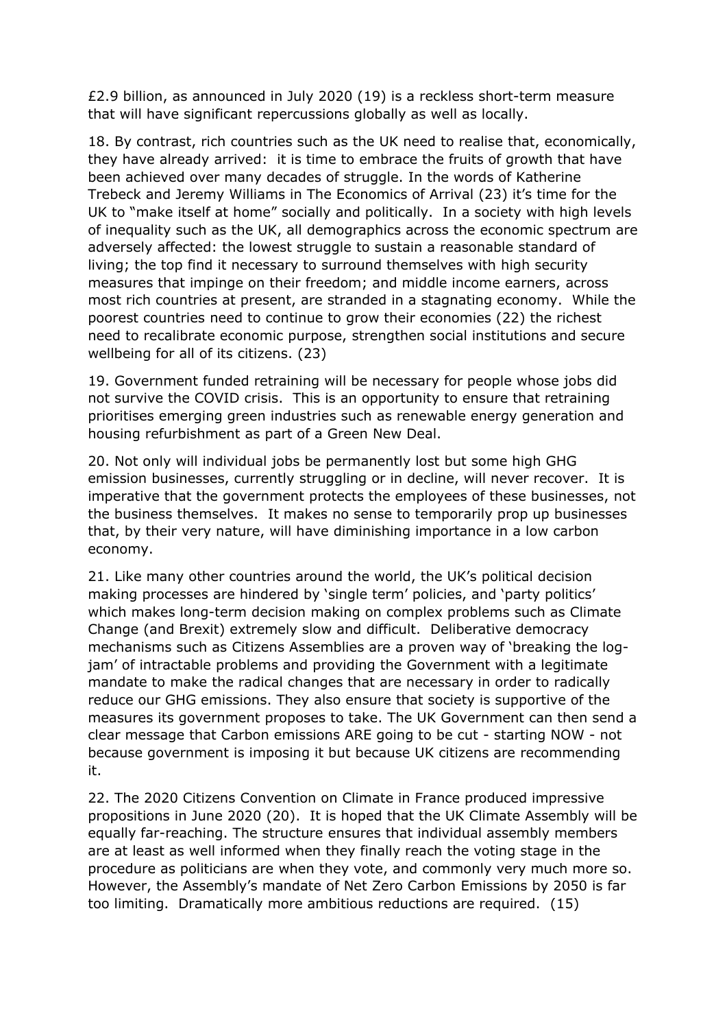£2.9 billion, as announced in July 2020 (19) is a reckless short-term measure that will have significant repercussions globally as well as locally.

18. By contrast, rich countries such as the UK need to realise that, economically, they have already arrived: it is time to embrace the fruits of growth that have been achieved over many decades of struggle. In the words of Katherine Trebeck and Jeremy Williams in The Economics of Arrival (23) it's time for the UK to "make itself at home" socially and politically. In a society with high levels of inequality such as the UK, all demographics across the economic spectrum are adversely affected: the lowest struggle to sustain a reasonable standard of living; the top find it necessary to surround themselves with high security measures that impinge on their freedom; and middle income earners, across most rich countries at present, are stranded in a stagnating economy. While the poorest countries need to continue to grow their economies (22) the richest need to recalibrate economic purpose, strengthen social institutions and secure wellbeing for all of its citizens. (23)

19. Government funded retraining will be necessary for people whose jobs did not survive the COVID crisis. This is an opportunity to ensure that retraining prioritises emerging green industries such as renewable energy generation and housing refurbishment as part of a Green New Deal.

20. Not only will individual jobs be permanently lost but some high GHG emission businesses, currently struggling or in decline, will never recover. It is imperative that the government protects the employees of these businesses, not the business themselves. It makes no sense to temporarily prop up businesses that, by their very nature, will have diminishing importance in a low carbon economy.

21. Like many other countries around the world, the UK's political decision making processes are hindered by 'single term' policies, and 'party politics' which makes long-term decision making on complex problems such as Climate Change (and Brexit) extremely slow and difficult. Deliberative democracy mechanisms such as Citizens Assemblies are a proven way of 'breaking the log-jam' of intractable problems and providing the Government with a legitimate mandate to make the radical changes that are necessary in order to radically reduce our GHG emissions. They also ensure that society is supportive of the measures its government proposes to take. The UK Government can then send a clear message that Carbon emissions ARE going to be cut - starting NOW - not because government is imposing it but because UK citizens are recommending it.

22. The 2020 Citizens Convention on Climate in France produced impressive propositions in June 2020 (20). It is hoped that the UK Climate Assembly will be equally far-reaching. The structure ensures that individual assembly members are at least as well informed when they finally reach the voting stage in the procedure as politicians are when they vote, and commonly very much more so. However, the Assembly's mandate of Net Zero Carbon Emissions by 2050 is far too limiting. Dramatically more ambitious reductions are required. (15)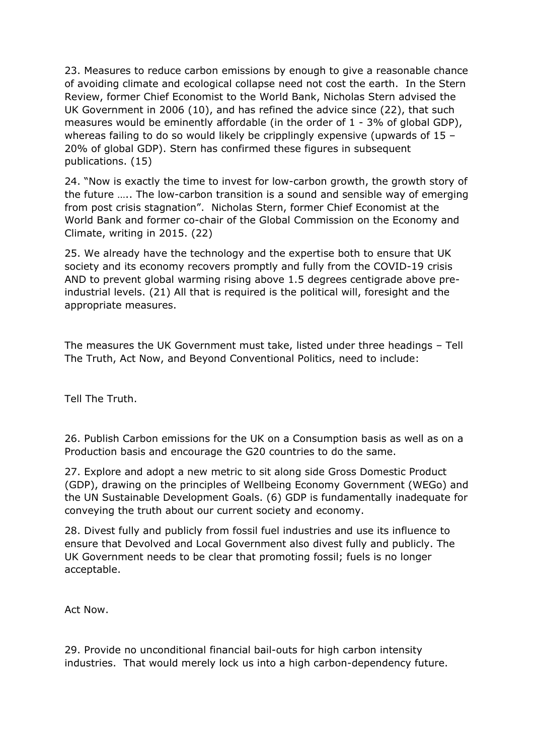23. Measures to reduce carbon emissions by enough to give a reasonable chance of avoiding climate and ecological collapse need not cost the earth. In the Stern Review, former Chief Economist to the World Bank, Nicholas Stern advised the UK Government in 2006 (10), and has refined the advice since (22), that such measures would be eminently affordable (in the order of 1 - 3% of global GDP), whereas failing to do so would likely be cripplingly expensive (upwards of 15 – 20% of global GDP). Stern has confirmed these figures in subsequent publications. (15)

24. "Now is exactly the time to invest for low-carbon growth, the growth story of the future ….. The low-carbon transition is a sound and sensible way of emerging from post crisis stagnation". Nicholas Stern, former Chief Economist at the World Bank and former co-chair of the Global Commission on the Economy and Climate, writing in 2015. (22)

25. We already have the technology and the expertise both to ensure that UK society and its economy recovers promptly and fully from the COVID-19 crisis AND to prevent global warming rising above 1.5 degrees centigrade above pre-industrial levels. (21) All that is required is the political will, foresight and the appropriate measures.

The measures the UK Government must take, listed under three headings – Tell The Truth, Act Now, and Beyond Conventional Politics, need to include:

Tell The Truth.

26. Publish Carbon emissions for the UK on a Consumption basis as well as on a Production basis and encourage the G20 countries to do the same.

27. Explore and adopt a new metric to sit along side Gross Domestic Product (GDP), drawing on the principles of Wellbeing Economy Government (WEGo) and the UN Sustainable Development Goals. (6) GDP is fundamentally inadequate for conveying the truth about our current society and economy.

28. Divest fully and publicly from fossil fuel industries and use its influence to ensure that Devolved and Local Government also divest fully and publicly. The UK Government needs to be clear that promoting fossil; fuels is no longer acceptable.

Act Now.

29. Provide no unconditional financial bail-outs for high carbon intensity industries. That would merely lock us into a high carbon-dependency future.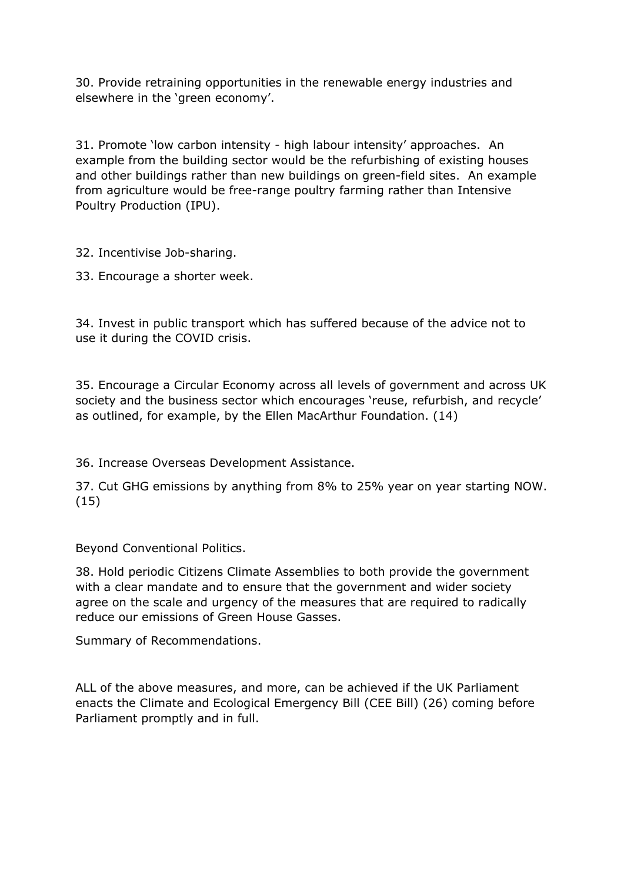30. Provide retraining opportunities in the renewable energy industries and elsewhere in the 'green economy'.

31. Promote 'low carbon intensity - high labour intensity' approaches. An example from the building sector would be the refurbishing of existing houses and other buildings rather than new buildings on green-field sites. An example from agriculture would be free-range poultry farming rather than Intensive Poultry Production (IPU).

32. Incentivise Job-sharing.

33. Encourage a shorter week.

34. Invest in public transport which has suffered because of the advice not to use it during the COVID crisis.

35. Encourage a Circular Economy across all levels of government and across UK society and the business sector which encourages 'reuse, refurbish, and recycle' as outlined, for example, by the Ellen MacArthur Foundation. (14)

36. Increase Overseas Development Assistance.

37. Cut GHG emissions by anything from 8% to 25% year on year starting NOW. (15)

Beyond Conventional Politics.

38. Hold periodic Citizens Climate Assemblies to both provide the government with a clear mandate and to ensure that the government and wider society agree on the scale and urgency of the measures that are required to radically reduce our emissions of Green House Gasses.

Summary of Recommendations.

ALL of the above measures, and more, can be achieved if the UK Parliament enacts the Climate and Ecological Emergency Bill (CEE Bill) (26) coming before Parliament promptly and in full.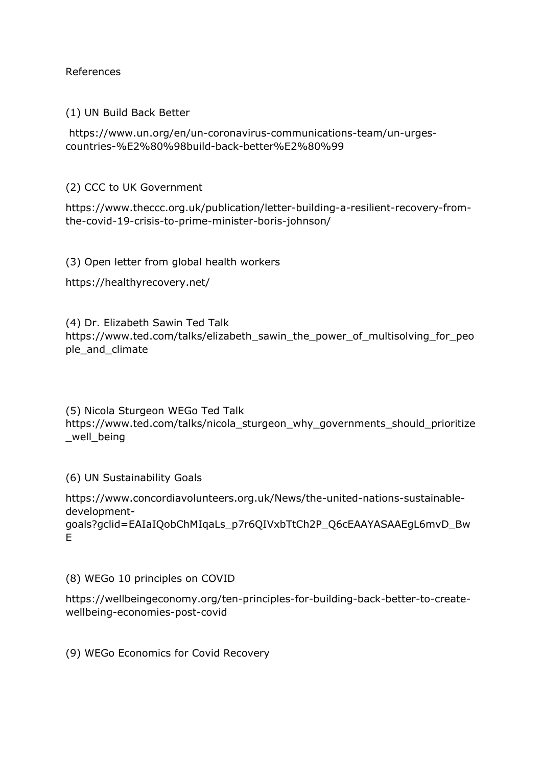References

(1) UN Build Back Better

https://www.un.org/en/un-coronavirus-communications-team/un-urges-countries-%E2%80%98build-back-better%E2%80%99

(2) CCC to UK Government

https://www.theccc.org.uk/publication/letter-building-a-resilient-recovery-from-the-covid-19-crisis-to-prime-minister-boris-johnson/

(3) Open letter from global health workers

https://healthyrecovery.net/

(4) Dr. Elizabeth Sawin Ted Talk
https://www.ted.com/talks/elizabeth_sawin_the_power_of_multisolving_for_people_and_climate

(5) Nicola Sturgeon WEGo Ted Talk
https://www.ted.com/talks/nicola_sturgeon_why_governments_should_prioritize_well_being

(6) UN Sustainability Goals

https://www.concordiavolunteers.org.uk/News/the-united-nations-sustainable-development-goals?gclid=EAIaIQobChMIqaLs_p7r6QIVxbTtCh2P_Q6cEAAYASAAEgL6mvD_BwE

(8) WEGo 10 principles on COVID

https://wellbeingeconomy.org/ten-principles-for-building-back-better-to-create-wellbeing-economies-post-covid

(9) WEGo Economics for Covid Recovery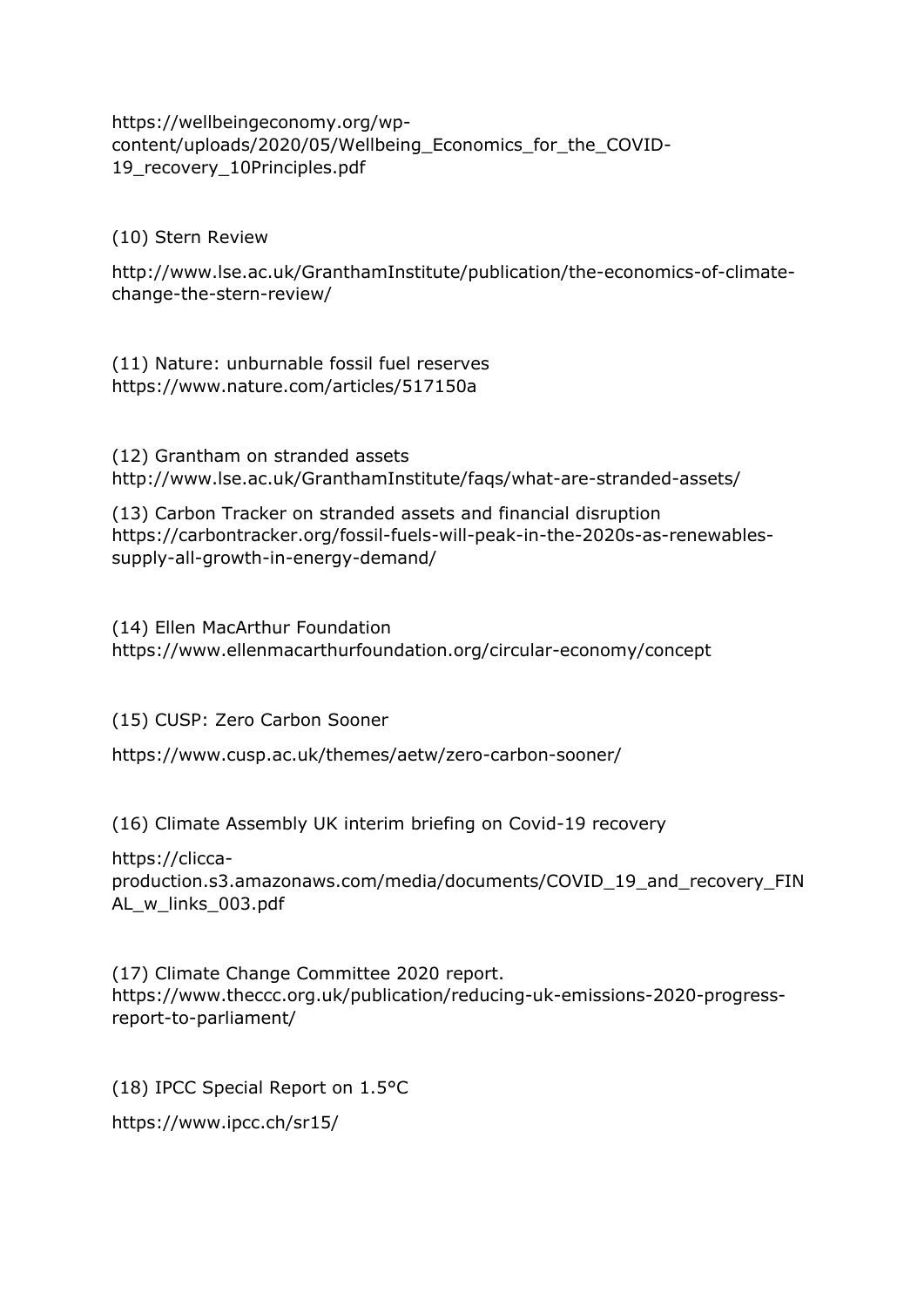https://wellbeingeconomy.org/wp-content/uploads/2020/05/Wellbeing_Economics_for_the_COVID-19_recovery_10Principles.pdf

(10) Stern Review

http://www.lse.ac.uk/GranthamInstitute/publication/the-economics-of-climate-change-the-stern-review/

(11) Nature: unburnable fossil fuel reserves
https://www.nature.com/articles/517150a

(12) Grantham on stranded assets
http://www.lse.ac.uk/GranthamInstitute/faqs/what-are-stranded-assets/

(13) Carbon Tracker on stranded assets and financial disruption
https://carbontracker.org/fossil-fuels-will-peak-in-the-2020s-as-renewables-supply-all-growth-in-energy-demand/

(14) Ellen MacArthur Foundation
https://www.ellenmacarthurfoundation.org/circular-economy/concept

(15) CUSP: Zero Carbon Sooner

https://www.cusp.ac.uk/themes/aetw/zero-carbon-sooner/

(16) Climate Assembly UK interim briefing on Covid-19 recovery

https://clicca-production.s3.amazonaws.com/media/documents/COVID_19_and_recovery_FINAL_w_links_003.pdf

(17) Climate Change Committee 2020 report.
https://www.theccc.org.uk/publication/reducing-uk-emissions-2020-progress-report-to-parliament/

(18) IPCC Special Report on 1.5°C

https://www.ipcc.ch/sr15/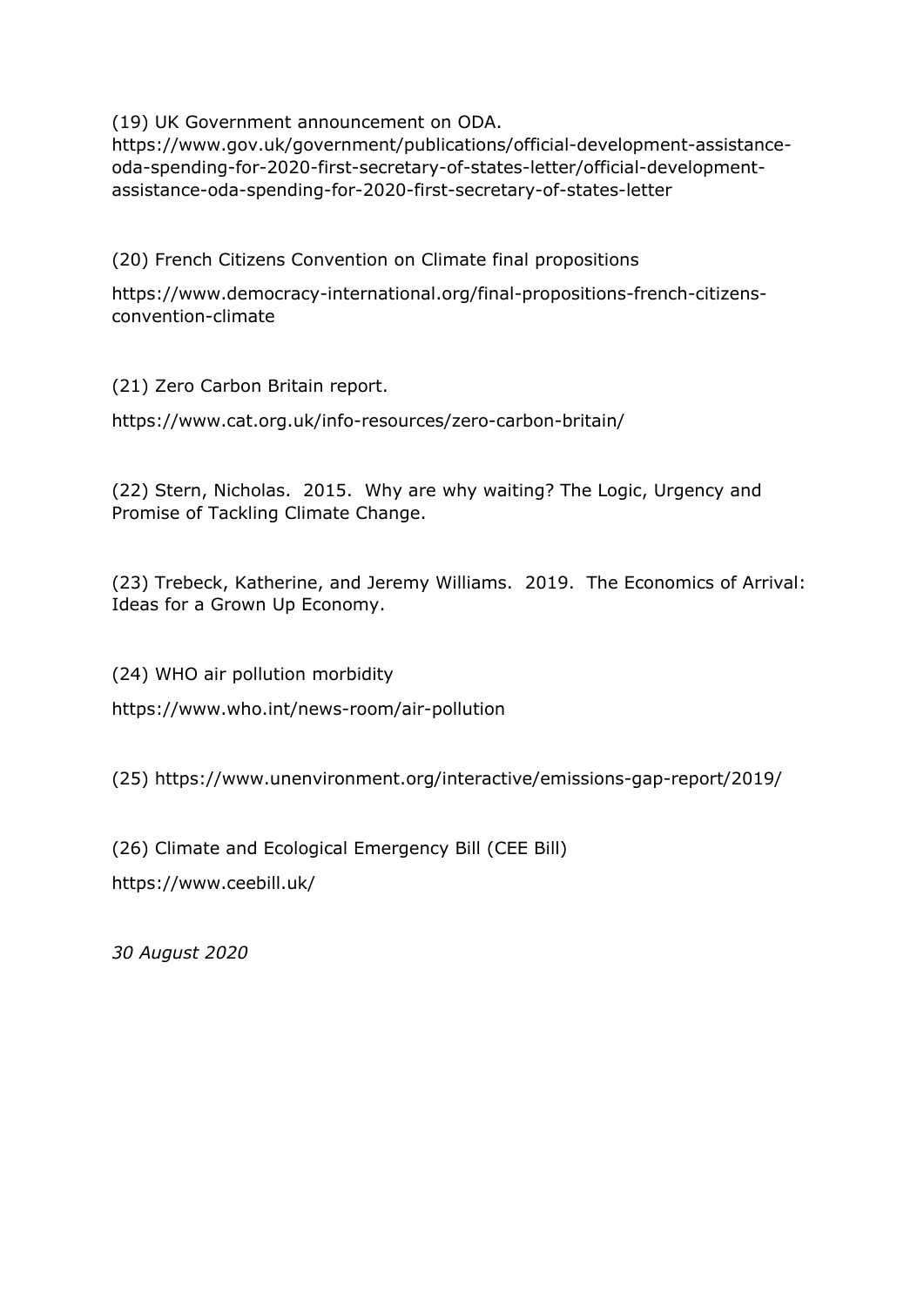(19) UK Government announcement on ODA.
https://www.gov.uk/government/publications/official-development-assistance-oda-spending-for-2020-first-secretary-of-states-letter/official-development-assistance-oda-spending-for-2020-first-secretary-of-states-letter

(20) French Citizens Convention on Climate final propositions

https://www.democracy-international.org/final-propositions-french-citizens-convention-climate

(21) Zero Carbon Britain report.

https://www.cat.org.uk/info-resources/zero-carbon-britain/

(22) Stern, Nicholas. 2015. Why are why waiting? The Logic, Urgency and Promise of Tackling Climate Change.

(23) Trebeck, Katherine, and Jeremy Williams. 2019. The Economics of Arrival: Ideas for a Grown Up Economy.

(24) WHO air pollution morbidity

https://www.who.int/news-room/air-pollution

(25) https://www.unenvironment.org/interactive/emissions-gap-report/2019/

(26) Climate and Ecological Emergency Bill (CEE Bill)

https://www.ceebill.uk/

*30 August 2020*